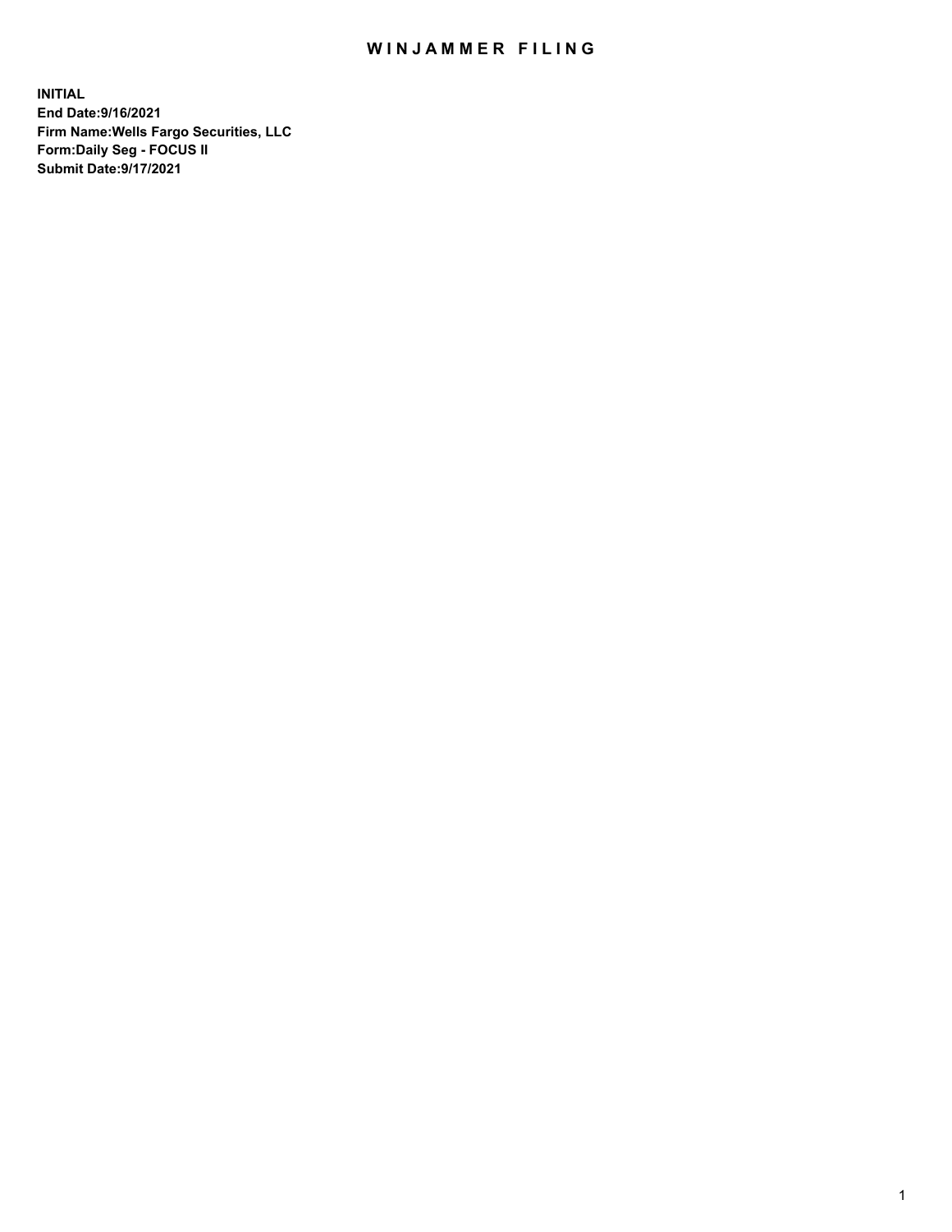# WINJAMMER FILING

**INITIAL**
**End Date:9/16/2021**
**Firm Name:Wells Fargo Securities, LLC**
**Form:Daily Seg - FOCUS II**
**Submit Date:9/17/2021**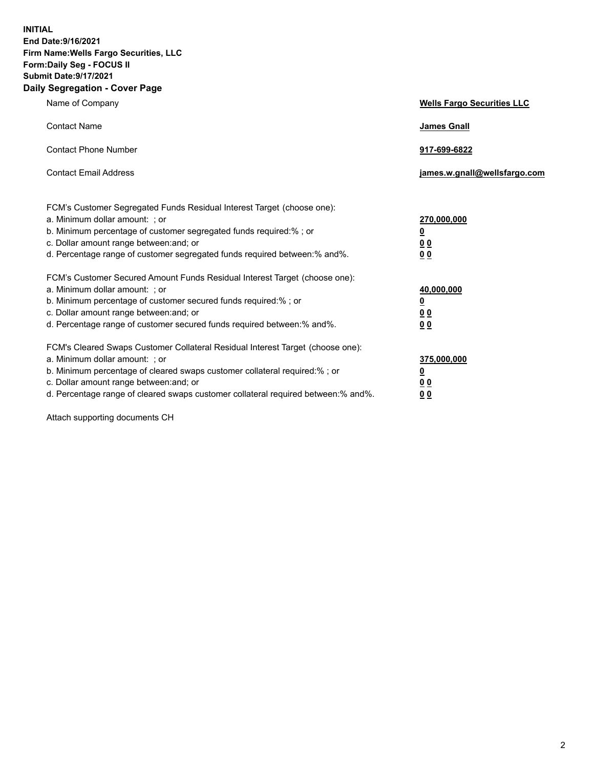**INITIAL**
**End Date:9/16/2021**
**Firm Name:Wells Fargo Securities, LLC**
**Form:Daily Seg - FOCUS II**
**Submit Date:9/17/2021**

## Daily Segregation - Cover Page

| | |
|---|---|
| Name of Company | **Wells Fargo Securities LLC** |
| Contact Name | **James Gnall** |
| Contact Phone Number | **917-699-6822** |
| Contact Email Address | **james.w.gnall@wellsfargo.com** |

| | |
|---|---|
| FCM's Customer Segregated Funds Residual Interest Target (choose one): | |
| a. Minimum dollar amount: ; or | **270,000,000** |
| b. Minimum percentage of customer segregated funds required:% ; or | **0** |
| c. Dollar amount range between:and; or | **0 0** |
| d. Percentage range of customer segregated funds required between:% and%. | **0 0** |
| FCM's Customer Secured Amount Funds Residual Interest Target (choose one): | |
| a. Minimum dollar amount: ; or | **40,000,000** |
| b. Minimum percentage of customer secured funds required:% ; or | **0** |
| c. Dollar amount range between:and; or | **0 0** |
| d. Percentage range of customer secured funds required between:% and%. | **0 0** |
| FCM's Cleared Swaps Customer Collateral Residual Interest Target (choose one): | |
| a. Minimum dollar amount: ; or | **375,000,000** |
| b. Minimum percentage of cleared swaps customer collateral required:% ; or | **0** |
| c. Dollar amount range between:and; or | **0 0** |
| d. Percentage range of cleared swaps customer collateral required between:% and%. | **0 0** |

Attach supporting documents CH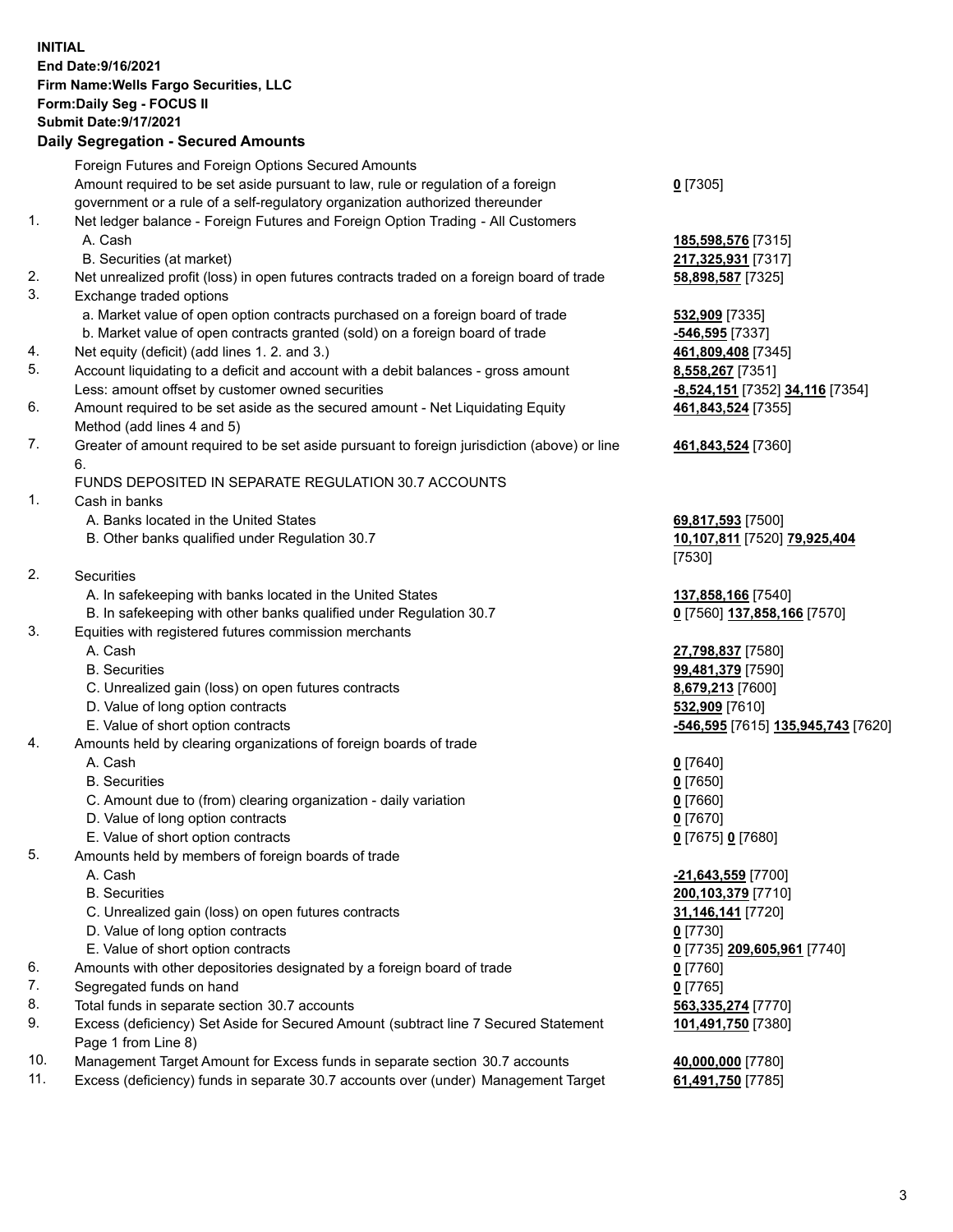**INITIAL**
**End Date:9/16/2021**
**Firm Name:Wells Fargo Securities, LLC**
**Form:Daily Seg - FOCUS II**
**Submit Date:9/17/2021**

## Daily Segregation - Secured Amounts

| | | |
|---|---|---|
| | Foreign Futures and Foreign Options Secured Amounts | |
| | Amount required to be set aside pursuant to law, rule or regulation of a foreign government or a rule of a self-regulatory organization authorized thereunder | **0** [7305] |
| 1. | Net ledger balance - Foreign Futures and Foreign Option Trading - All Customers | |
| | A. Cash | **185,598,576** [7315] |
| | B. Securities (at market) | **217,325,931** [7317] |
| 2. | Net unrealized profit (loss) in open futures contracts traded on a foreign board of trade | **58,898,587** [7325] |
| 3. | Exchange traded options | |
| | a. Market value of open option contracts purchased on a foreign board of trade | **532,909** [7335] |
| | b. Market value of open contracts granted (sold) on a foreign board of trade | **-546,595** [7337] |
| 4. | Net equity (deficit) (add lines 1. 2. and 3.) | **461,809,408** [7345] |
| 5. | Account liquidating to a deficit and account with a debit balances - gross amount | **8,558,267** [7351] |
| | Less: amount offset by customer owned securities | **-8,524,151** [7352] **34,116** [7354] |
| 6. | Amount required to be set aside as the secured amount - Net Liquidating Equity Method (add lines 4 and 5) | **461,843,524** [7355] |
| 7. | Greater of amount required to be set aside pursuant to foreign jurisdiction (above) or line 6. | **461,843,524** [7360] |
| | FUNDS DEPOSITED IN SEPARATE REGULATION 30.7 ACCOUNTS | |
| 1. | Cash in banks | |
| | A. Banks located in the United States | **69,817,593** [7500] |
| | B. Other banks qualified under Regulation 30.7 | **10,107,811** [7520] **79,925,404** [7530] |
| 2. | Securities | |
| | A. In safekeeping with banks located in the United States | **137,858,166** [7540] |
| | B. In safekeeping with other banks qualified under Regulation 30.7 | **0** [7560] **137,858,166** [7570] |
| 3. | Equities with registered futures commission merchants | |
| | A. Cash | **27,798,837** [7580] |
| | B. Securities | **99,481,379** [7590] |
| | C. Unrealized gain (loss) on open futures contracts | **8,679,213** [7600] |
| | D. Value of long option contracts | **532,909** [7610] |
| | E. Value of short option contracts | **-546,595** [7615] **135,945,743** [7620] |
| 4. | Amounts held by clearing organizations of foreign boards of trade | |
| | A. Cash | **0** [7640] |
| | B. Securities | **0** [7650] |
| | C. Amount due to (from) clearing organization - daily variation | **0** [7660] |
| | D. Value of long option contracts | **0** [7670] |
| | E. Value of short option contracts | **0** [7675] **0** [7680] |
| 5. | Amounts held by members of foreign boards of trade | |
| | A. Cash | **-21,643,559** [7700] |
| | B. Securities | **200,103,379** [7710] |
| | C. Unrealized gain (loss) on open futures contracts | **31,146,141** [7720] |
| | D. Value of long option contracts | **0** [7730] |
| | E. Value of short option contracts | **0** [7735] **209,605,961** [7740] |
| 6. | Amounts with other depositories designated by a foreign board of trade | **0** [7760] |
| 7. | Segregated funds on hand | **0** [7765] |
| 8. | Total funds in separate section 30.7 accounts | **563,335,274** [7770] |
| 9. | Excess (deficiency) Set Aside for Secured Amount (subtract line 7 Secured Statement Page 1 from Line 8) | **101,491,750** [7380] |
| 10. | Management Target Amount for Excess funds in separate section 30.7 accounts | **40,000,000** [7780] |
| 11. | Excess (deficiency) funds in separate 30.7 accounts over (under) Management Target | **61,491,750** [7785] |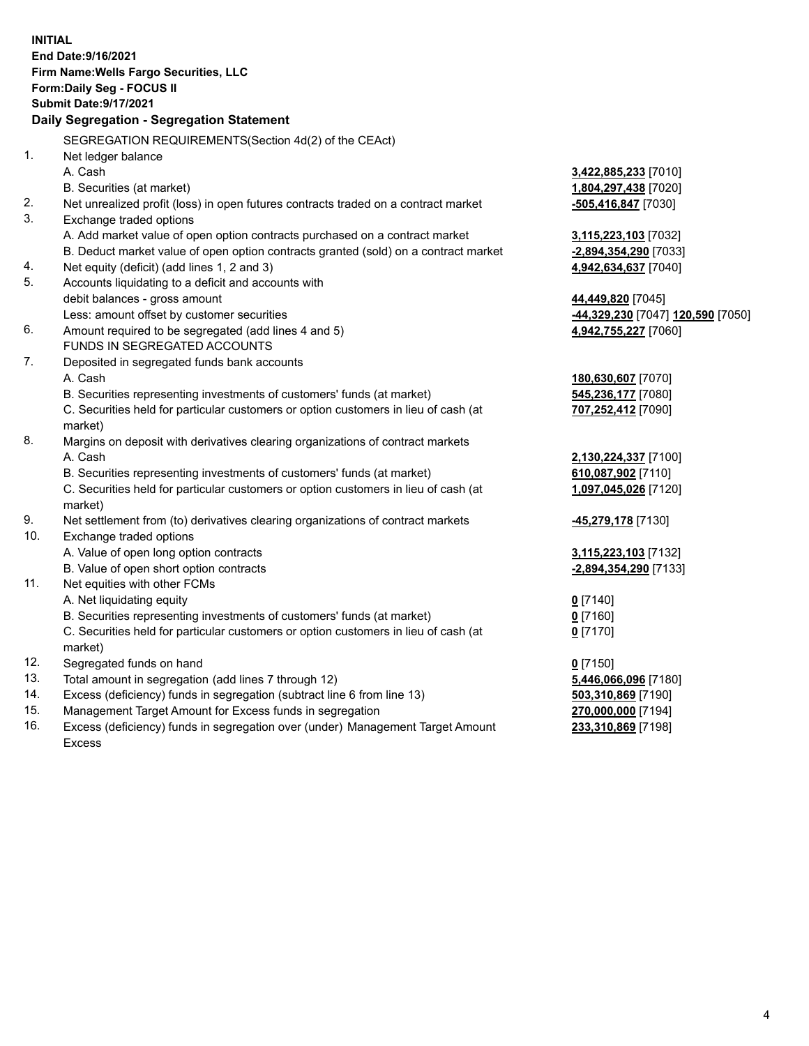**INITIAL**
**End Date:9/16/2021**
**Firm Name:Wells Fargo Securities, LLC**
**Form:Daily Seg - FOCUS II**
**Submit Date:9/17/2021**

## Daily Segregation - Segregation Statement

SEGREGATION REQUIREMENTS(Section 4d(2) of the CEAct)

| | | |
|---|---|---|
| 1. | Net ledger balance | |
| | A. Cash | **3,422,885,233** [7010] |
| | B. Securities (at market) | **1,804,297,438** [7020] |
| 2. | Net unrealized profit (loss) in open futures contracts traded on a contract market | **-505,416,847** [7030] |
| 3. | Exchange traded options | |
| | A. Add market value of open option contracts purchased on a contract market | **3,115,223,103** [7032] |
| | B. Deduct market value of open option contracts granted (sold) on a contract market | **-2,894,354,290** [7033] |
| 4. | Net equity (deficit) (add lines 1, 2 and 3) | **4,942,634,637** [7040] |
| 5. | Accounts liquidating to a deficit and accounts with debit balances - gross amount | **44,449,820** [7045] |
| | Less: amount offset by customer securities | **-44,329,230** [7047] **120,590** [7050] |
| 6. | Amount required to be segregated (add lines 4 and 5) | **4,942,755,227** [7060] |
| | FUNDS IN SEGREGATED ACCOUNTS | |
| 7. | Deposited in segregated funds bank accounts | |
| | A. Cash | **180,630,607** [7070] |
| | B. Securities representing investments of customers' funds (at market) | **545,236,177** [7080] |
| | C. Securities held for particular customers or option customers in lieu of cash (at market) | **707,252,412** [7090] |
| 8. | Margins on deposit with derivatives clearing organizations of contract markets | |
| | A. Cash | **2,130,224,337** [7100] |
| | B. Securities representing investments of customers' funds (at market) | **610,087,902** [7110] |
| | C. Securities held for particular customers or option customers in lieu of cash (at market) | **1,097,045,026** [7120] |
| 9. | Net settlement from (to) derivatives clearing organizations of contract markets | **-45,279,178** [7130] |
| 10. | Exchange traded options | |
| | A. Value of open long option contracts | **3,115,223,103** [7132] |
| | B. Value of open short option contracts | **-2,894,354,290** [7133] |
| 11. | Net equities with other FCMs | |
| | A. Net liquidating equity | **0** [7140] |
| | B. Securities representing investments of customers' funds (at market) | **0** [7160] |
| | C. Securities held for particular customers or option customers in lieu of cash (at market) | **0** [7170] |
| 12. | Segregated funds on hand | **0** [7150] |
| 13. | Total amount in segregation (add lines 7 through 12) | **5,446,066,096** [7180] |
| 14. | Excess (deficiency) funds in segregation (subtract line 6 from line 13) | **503,310,869** [7190] |
| 15. | Management Target Amount for Excess funds in segregation | **270,000,000** [7194] |
| 16. | Excess (deficiency) funds in segregation over (under) Management Target Amount Excess | **233,310,869** [7198] |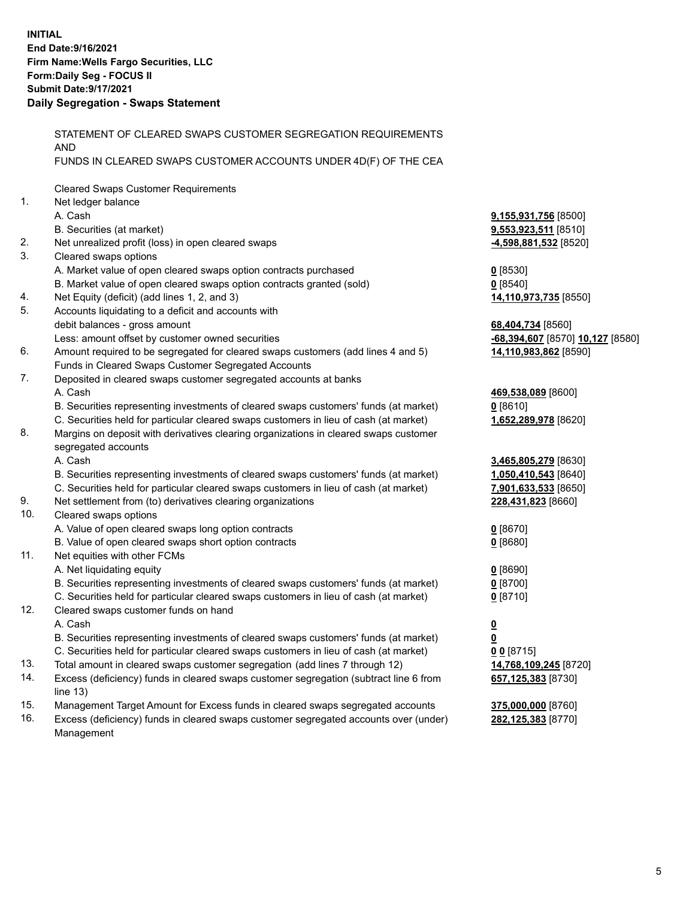**INITIAL**
**End Date:9/16/2021**
**Firm Name:Wells Fargo Securities, LLC**
**Form:Daily Seg - FOCUS II**
**Submit Date:9/17/2021**
**Daily Segregation - Swaps Statement**

STATEMENT OF CLEARED SWAPS CUSTOMER SEGREGATION REQUIREMENTS AND
FUNDS IN CLEARED SWAPS CUSTOMER ACCOUNTS UNDER 4D(F) OF THE CEA

| | | |
|---|---|---|
| | Cleared Swaps Customer Requirements | |
| 1. | Net ledger balance | |
| | A. Cash | **9,155,931,756** [8500] |
| | B. Securities (at market) | **9,553,923,511** [8510] |
| 2. | Net unrealized profit (loss) in open cleared swaps | **-4,598,881,532** [8520] |
| 3. | Cleared swaps options | |
| | A. Market value of open cleared swaps option contracts purchased | **0** [8530] |
| | B. Market value of open cleared swaps option contracts granted (sold) | **0** [8540] |
| 4. | Net Equity (deficit) (add lines 1, 2, and 3) | **14,110,973,735** [8550] |
| 5. | Accounts liquidating to a deficit and accounts with debit balances - gross amount | **68,404,734** [8560] |
| | Less: amount offset by customer owned securities | **-68,394,607** [8570] **10,127** [8580] |
| 6. | Amount required to be segregated for cleared swaps customers (add lines 4 and 5) | **14,110,983,862** [8590] |
| | Funds in Cleared Swaps Customer Segregated Accounts | |
| 7. | Deposited in cleared swaps customer segregated accounts at banks | |
| | A. Cash | **469,538,089** [8600] |
| | B. Securities representing investments of cleared swaps customers' funds (at market) | **0** [8610] |
| | C. Securities held for particular cleared swaps customers in lieu of cash (at market) | **1,652,289,978** [8620] |
| 8. | Margins on deposit with derivatives clearing organizations in cleared swaps customer segregated accounts | |
| | A. Cash | **3,465,805,279** [8630] |
| | B. Securities representing investments of cleared swaps customers' funds (at market) | **1,050,410,543** [8640] |
| | C. Securities held for particular cleared swaps customers in lieu of cash (at market) | **7,901,633,533** [8650] |
| 9. | Net settlement from (to) derivatives clearing organizations | **228,431,823** [8660] |
| 10. | Cleared swaps options | |
| | A. Value of open cleared swaps long option contracts | **0** [8670] |
| | B. Value of open cleared swaps short option contracts | **0** [8680] |
| 11. | Net equities with other FCMs | |
| | A. Net liquidating equity | **0** [8690] |
| | B. Securities representing investments of cleared swaps customers' funds (at market) | **0** [8700] |
| | C. Securities held for particular cleared swaps customers in lieu of cash (at market) | **0** [8710] |
| 12. | Cleared swaps customer funds on hand | |
| | A. Cash | **0** |
| | B. Securities representing investments of cleared swaps customers' funds (at market) | **0** |
| | C. Securities held for particular cleared swaps customers in lieu of cash (at market) | **0** **0** [8715] |
| 13. | Total amount in cleared swaps customer segregation (add lines 7 through 12) | **14,768,109,245** [8720] |
| 14. | Excess (deficiency) funds in cleared swaps customer segregation (subtract line 6 from line 13) | **657,125,383** [8730] |
| 15. | Management Target Amount for Excess funds in cleared swaps segregated accounts | **375,000,000** [8760] |
| 16. | Excess (deficiency) funds in cleared swaps customer segregated accounts over (under) Management | **282,125,383** [8770] |